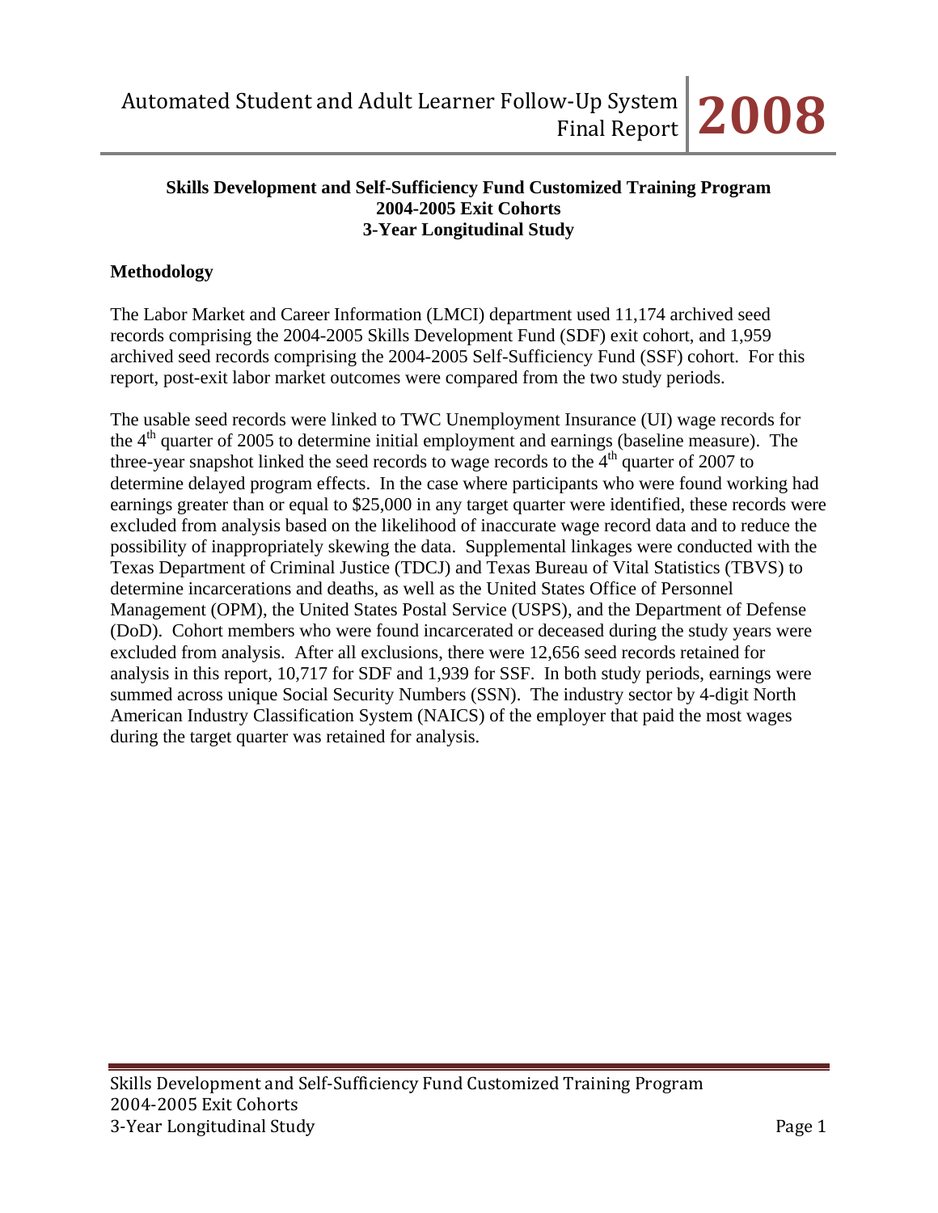**Skills Development and Self-Sufficiency Fund Customized Training Program**
**2004-2005 Exit Cohorts**
**3-Year Longitudinal Study**

**Methodology**

The Labor Market and Career Information (LMCI) department used 11,174 archived seed records comprising the 2004-2005 Skills Development Fund (SDF) exit cohort, and 1,959 archived seed records comprising the 2004-2005 Self-Sufficiency Fund (SSF) cohort. For this report, post-exit labor market outcomes were compared from the two study periods.

The usable seed records were linked to TWC Unemployment Insurance (UI) wage records for the 4th quarter of 2005 to determine initial employment and earnings (baseline measure). The three-year snapshot linked the seed records to wage records to the 4th quarter of 2007 to determine delayed program effects. In the case where participants who were found working had earnings greater than or equal to $25,000 in any target quarter were identified, these records were excluded from analysis based on the likelihood of inaccurate wage record data and to reduce the possibility of inappropriately skewing the data. Supplemental linkages were conducted with the Texas Department of Criminal Justice (TDCJ) and Texas Bureau of Vital Statistics (TBVS) to determine incarcerations and deaths, as well as the United States Office of Personnel Management (OPM), the United States Postal Service (USPS), and the Department of Defense (DoD). Cohort members who were found incarcerated or deceased during the study years were excluded from analysis. After all exclusions, there were 12,656 seed records retained for analysis in this report, 10,717 for SDF and 1,939 for SSF. In both study periods, earnings were summed across unique Social Security Numbers (SSN). The industry sector by 4-digit North American Industry Classification System (NAICS) of the employer that paid the most wages during the target quarter was retained for analysis.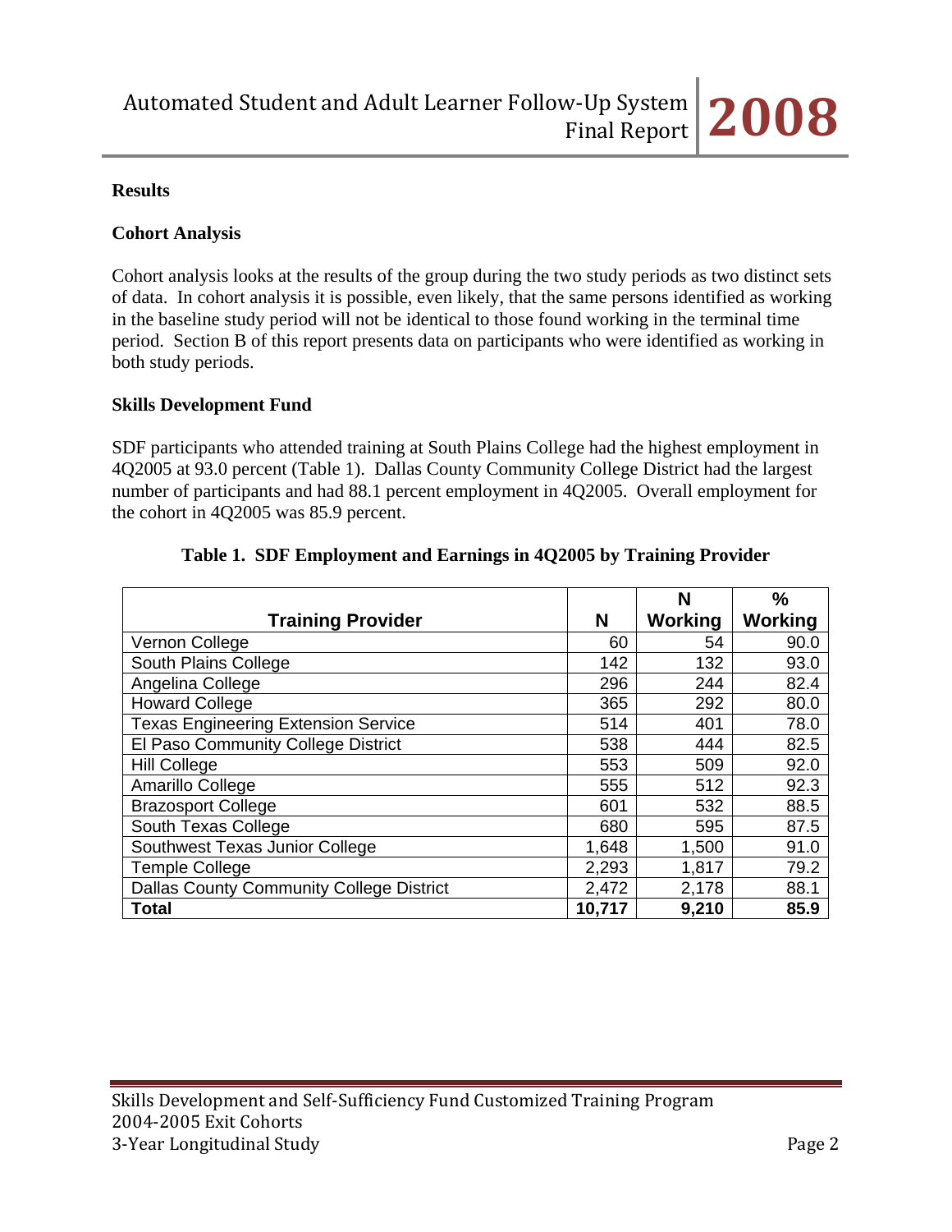## Results

### Cohort Analysis

Cohort analysis looks at the results of the group during the two study periods as two distinct sets of data. In cohort analysis it is possible, even likely, that the same persons identified as working in the baseline study period will not be identical to those found working in the terminal time period. Section B of this report presents data on participants who were identified as working in both study periods.

### Skills Development Fund

SDF participants who attended training at South Plains College had the highest employment in 4Q2005 at 93.0 percent (Table 1). Dallas County Community College District had the largest number of participants and had 88.1 percent employment in 4Q2005. Overall employment for the cohort in 4Q2005 was 85.9 percent.

**Table 1. SDF Employment and Earnings in 4Q2005 by Training Provider**

| Training Provider | N | N Working | % Working |
|---|---|---|---|
| Vernon College | 60 | 54 | 90.0 |
| South Plains College | 142 | 132 | 93.0 |
| Angelina College | 296 | 244 | 82.4 |
| Howard College | 365 | 292 | 80.0 |
| Texas Engineering Extension Service | 514 | 401 | 78.0 |
| El Paso Community College District | 538 | 444 | 82.5 |
| Hill College | 553 | 509 | 92.0 |
| Amarillo College | 555 | 512 | 92.3 |
| Brazosport College | 601 | 532 | 88.5 |
| South Texas College | 680 | 595 | 87.5 |
| Southwest Texas Junior College | 1,648 | 1,500 | 91.0 |
| Temple College | 2,293 | 1,817 | 79.2 |
| Dallas County Community College District | 2,472 | 2,178 | 88.1 |
| **Total** | **10,717** | **9,210** | **85.9** |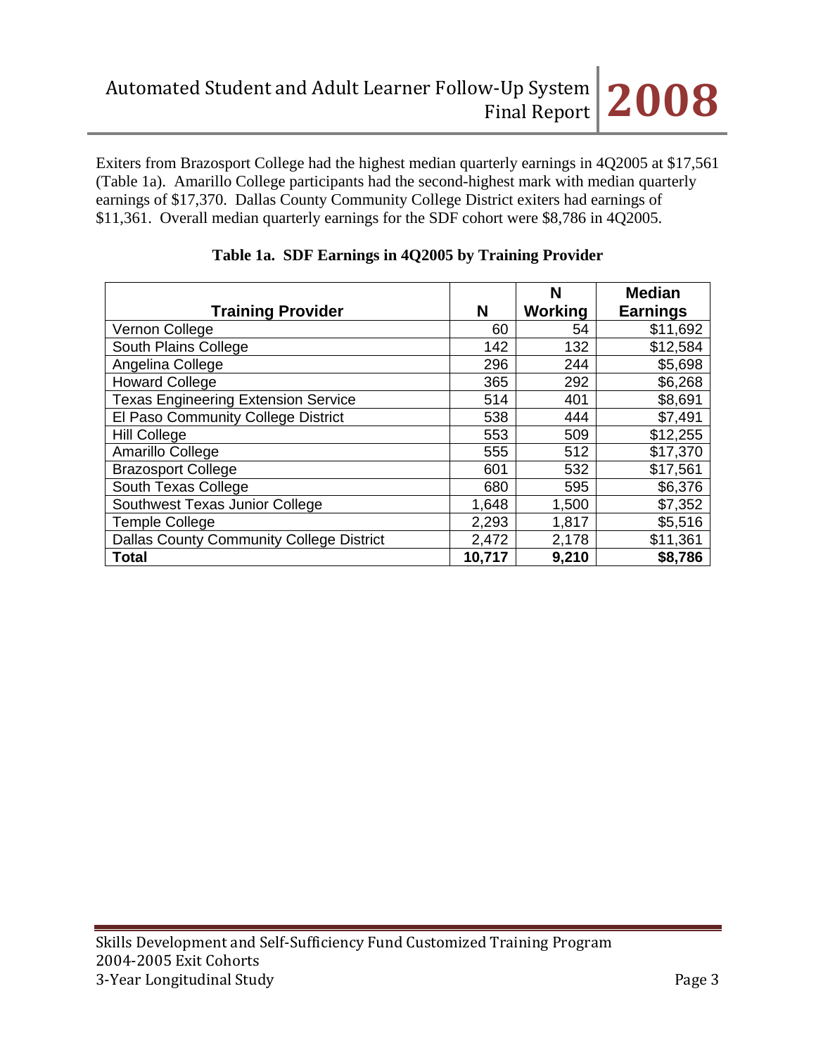Exiters from Brazosport College had the highest median quarterly earnings in 4Q2005 at $17,561 (Table 1a). Amarillo College participants had the second-highest mark with median quarterly earnings of $17,370. Dallas County Community College District exiters had earnings of $11,361. Overall median quarterly earnings for the SDF cohort were $8,786 in 4Q2005.

**Table 1a. SDF Earnings in 4Q2005 by Training Provider**

| Training Provider | N | N Working | Median Earnings |
|---|---|---|---|
| Vernon College | 60 | 54 | $11,692 |
| South Plains College | 142 | 132 | $12,584 |
| Angelina College | 296 | 244 | $5,698 |
| Howard College | 365 | 292 | $6,268 |
| Texas Engineering Extension Service | 514 | 401 | $8,691 |
| El Paso Community College District | 538 | 444 | $7,491 |
| Hill College | 553 | 509 | $12,255 |
| Amarillo College | 555 | 512 | $17,370 |
| Brazosport College | 601 | 532 | $17,561 |
| South Texas College | 680 | 595 | $6,376 |
| Southwest Texas Junior College | 1,648 | 1,500 | $7,352 |
| Temple College | 2,293 | 1,817 | $5,516 |
| Dallas County Community College District | 2,472 | 2,178 | $11,361 |
| **Total** | **10,717** | **9,210** | **$8,786** |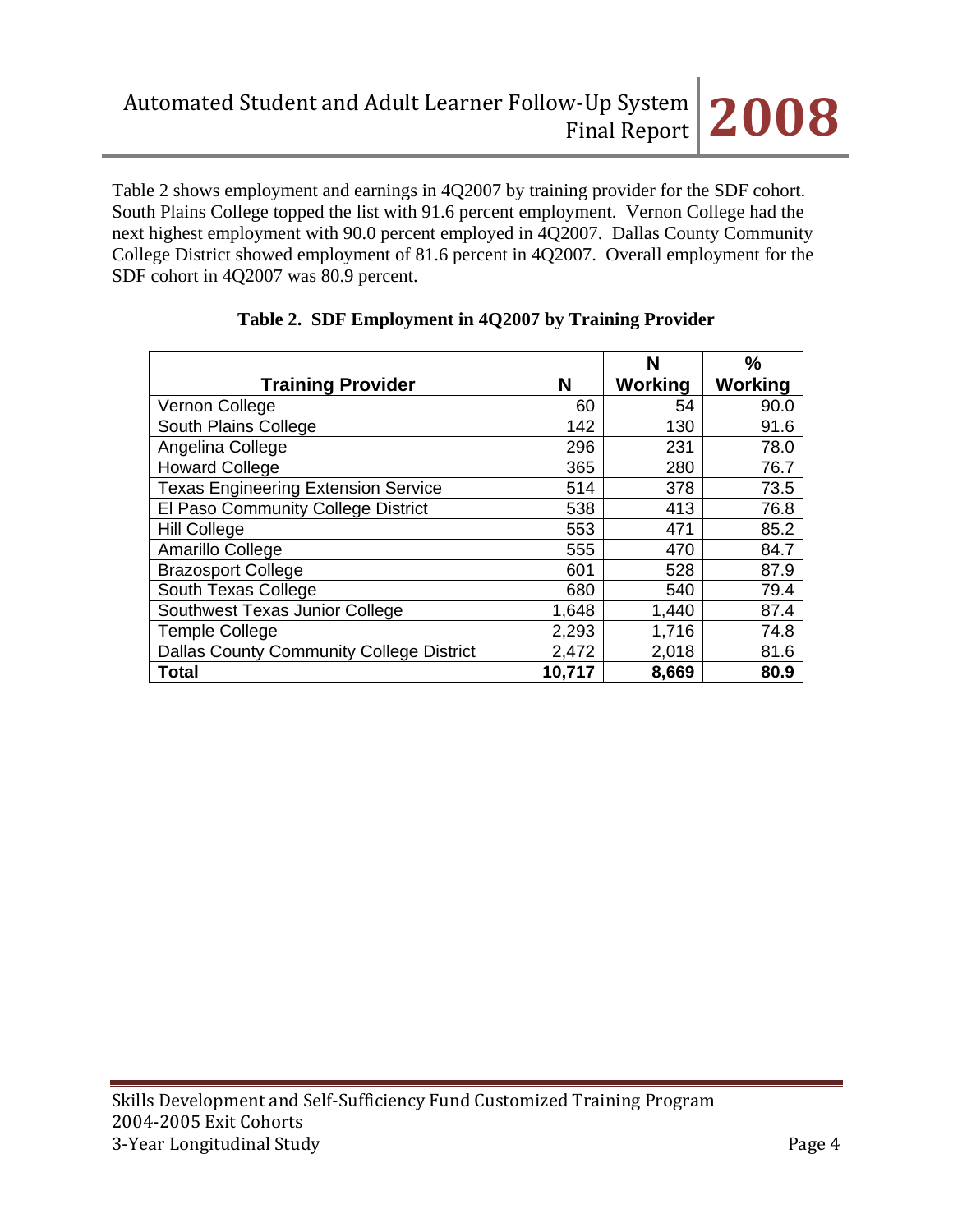Table 2 shows employment and earnings in 4Q2007 by training provider for the SDF cohort. South Plains College topped the list with 91.6 percent employment. Vernon College had the next highest employment with 90.0 percent employed in 4Q2007. Dallas County Community College District showed employment of 81.6 percent in 4Q2007. Overall employment for the SDF cohort in 4Q2007 was 80.9 percent.

**Table 2. SDF Employment in 4Q2007 by Training Provider**

| Training Provider | N | N Working | % Working |
|---|---|---|---|
| Vernon College | 60 | 54 | 90.0 |
| South Plains College | 142 | 130 | 91.6 |
| Angelina College | 296 | 231 | 78.0 |
| Howard College | 365 | 280 | 76.7 |
| Texas Engineering Extension Service | 514 | 378 | 73.5 |
| El Paso Community College District | 538 | 413 | 76.8 |
| Hill College | 553 | 471 | 85.2 |
| Amarillo College | 555 | 470 | 84.7 |
| Brazosport College | 601 | 528 | 87.9 |
| South Texas College | 680 | 540 | 79.4 |
| Southwest Texas Junior College | 1,648 | 1,440 | 87.4 |
| Temple College | 2,293 | 1,716 | 74.8 |
| Dallas County Community College District | 2,472 | 2,018 | 81.6 |
| **Total** | **10,717** | **8,669** | **80.9** |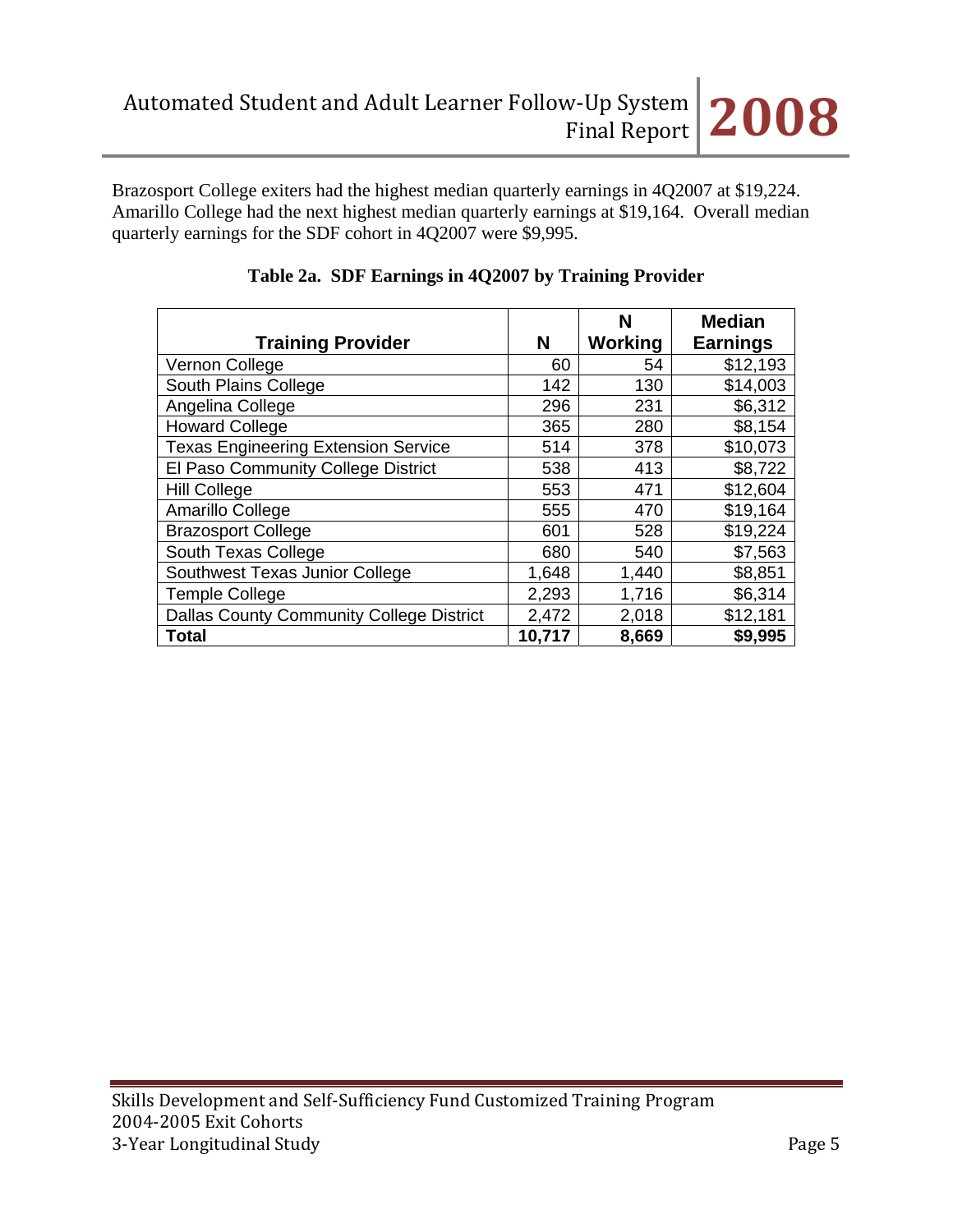Brazosport College exiters had the highest median quarterly earnings in 4Q2007 at $19,224. Amarillo College had the next highest median quarterly earnings at $19,164. Overall median quarterly earnings for the SDF cohort in 4Q2007 were $9,995.

**Table 2a. SDF Earnings in 4Q2007 by Training Provider**

| Training Provider | N | N Working | Median Earnings |
|---|---|---|---|
| Vernon College | 60 | 54 | $12,193 |
| South Plains College | 142 | 130 | $14,003 |
| Angelina College | 296 | 231 | $6,312 |
| Howard College | 365 | 280 | $8,154 |
| Texas Engineering Extension Service | 514 | 378 | $10,073 |
| El Paso Community College District | 538 | 413 | $8,722 |
| Hill College | 553 | 471 | $12,604 |
| Amarillo College | 555 | 470 | $19,164 |
| Brazosport College | 601 | 528 | $19,224 |
| South Texas College | 680 | 540 | $7,563 |
| Southwest Texas Junior College | 1,648 | 1,440 | $8,851 |
| Temple College | 2,293 | 1,716 | $6,314 |
| Dallas County Community College District | 2,472 | 2,018 | $12,181 |
| **Total** | **10,717** | **8,669** | **$9,995** |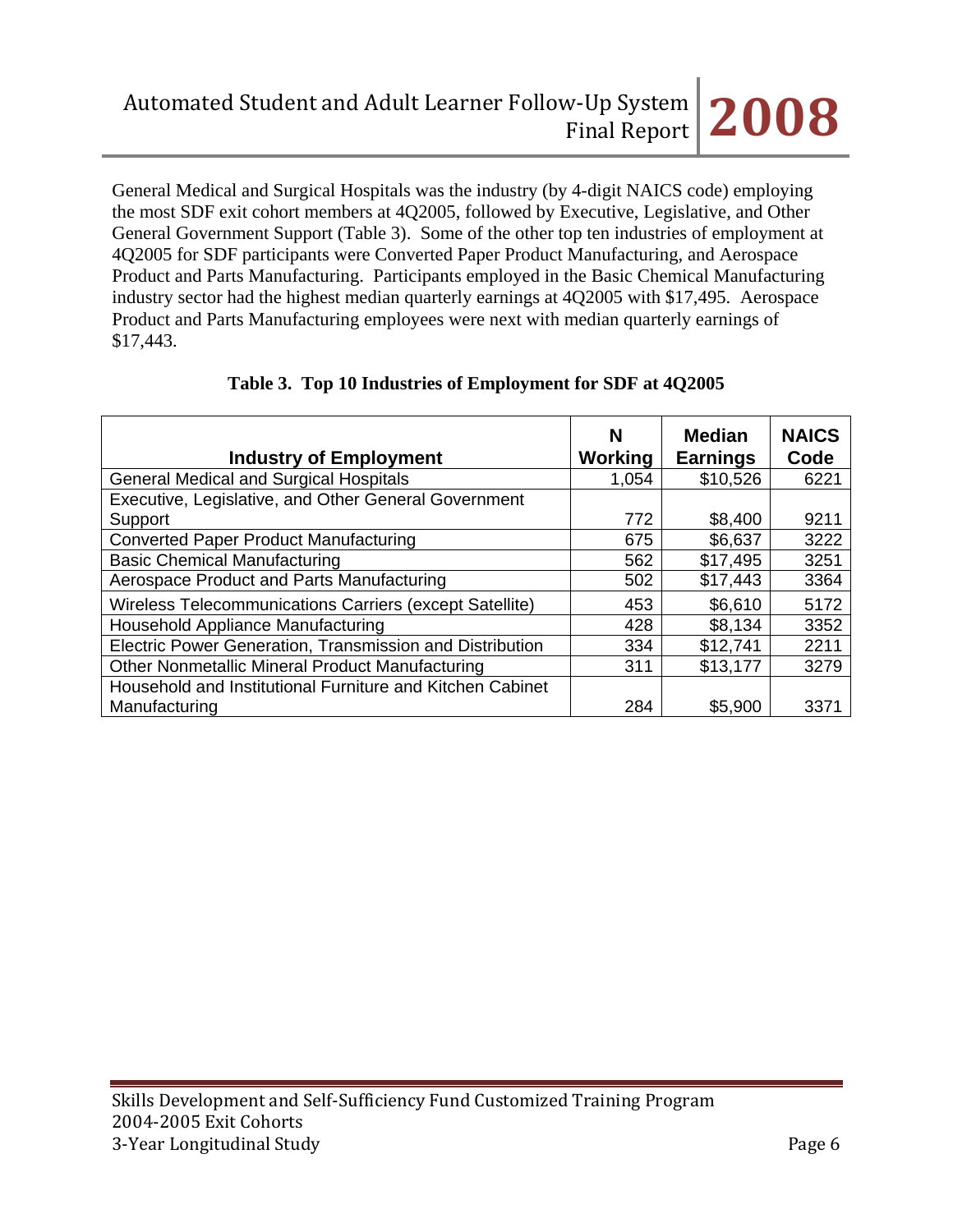General Medical and Surgical Hospitals was the industry (by 4-digit NAICS code) employing the most SDF exit cohort members at 4Q2005, followed by Executive, Legislative, and Other General Government Support (Table 3). Some of the other top ten industries of employment at 4Q2005 for SDF participants were Converted Paper Product Manufacturing, and Aerospace Product and Parts Manufacturing. Participants employed in the Basic Chemical Manufacturing industry sector had the highest median quarterly earnings at 4Q2005 with $17,495. Aerospace Product and Parts Manufacturing employees were next with median quarterly earnings of $17,443.

**Table 3. Top 10 Industries of Employment for SDF at 4Q2005**

| Industry of Employment | N Working | Median Earnings | NAICS Code |
|---|---|---|---|
| General Medical and Surgical Hospitals | 1,054 | $10,526 | 6221 |
| Executive, Legislative, and Other General Government Support | 772 | $8,400 | 9211 |
| Converted Paper Product Manufacturing | 675 | $6,637 | 3222 |
| Basic Chemical Manufacturing | 562 | $17,495 | 3251 |
| Aerospace Product and Parts Manufacturing | 502 | $17,443 | 3364 |
| Wireless Telecommunications Carriers (except Satellite) | 453 | $6,610 | 5172 |
| Household Appliance Manufacturing | 428 | $8,134 | 3352 |
| Electric Power Generation, Transmission and Distribution | 334 | $12,741 | 2211 |
| Other Nonmetallic Mineral Product Manufacturing | 311 | $13,177 | 3279 |
| Household and Institutional Furniture and Kitchen Cabinet Manufacturing | 284 | $5,900 | 3371 |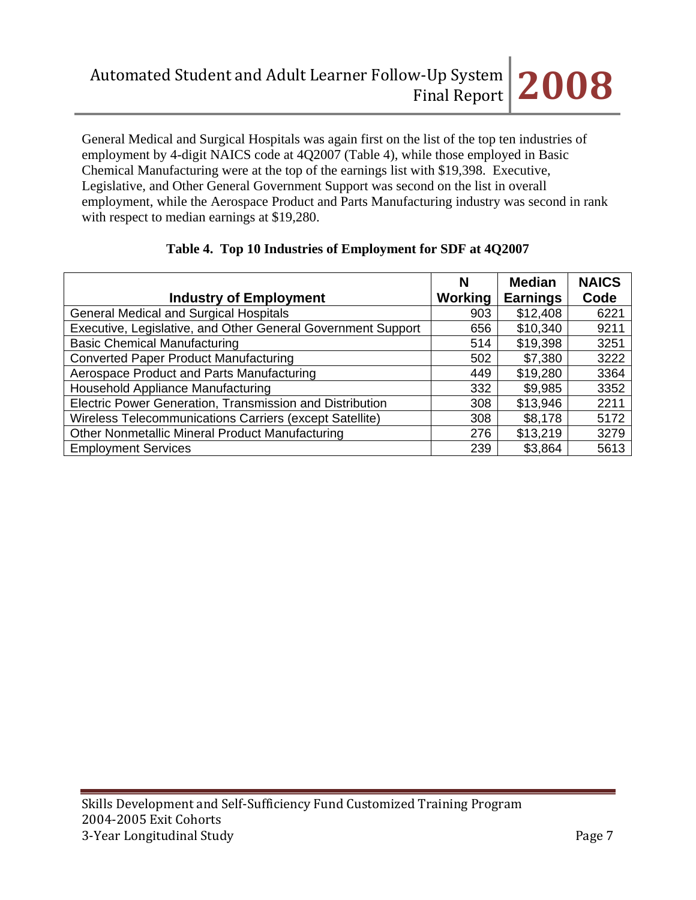General Medical and Surgical Hospitals was again first on the list of the top ten industries of employment by 4-digit NAICS code at 4Q2007 (Table 4), while those employed in Basic Chemical Manufacturing were at the top of the earnings list with $19,398. Executive, Legislative, and Other General Government Support was second on the list in overall employment, while the Aerospace Product and Parts Manufacturing industry was second in rank with respect to median earnings at $19,280.

**Table 4. Top 10 Industries of Employment for SDF at 4Q2007**

| Industry of Employment | N Working | Median Earnings | NAICS Code |
|---|---|---|---|
| General Medical and Surgical Hospitals | 903 | $12,408 | 6221 |
| Executive, Legislative, and Other General Government Support | 656 | $10,340 | 9211 |
| Basic Chemical Manufacturing | 514 | $19,398 | 3251 |
| Converted Paper Product Manufacturing | 502 | $7,380 | 3222 |
| Aerospace Product and Parts Manufacturing | 449 | $19,280 | 3364 |
| Household Appliance Manufacturing | 332 | $9,985 | 3352 |
| Electric Power Generation, Transmission and Distribution | 308 | $13,946 | 2211 |
| Wireless Telecommunications Carriers (except Satellite) | 308 | $8,178 | 5172 |
| Other Nonmetallic Mineral Product Manufacturing | 276 | $13,219 | 3279 |
| Employment Services | 239 | $3,864 | 5613 |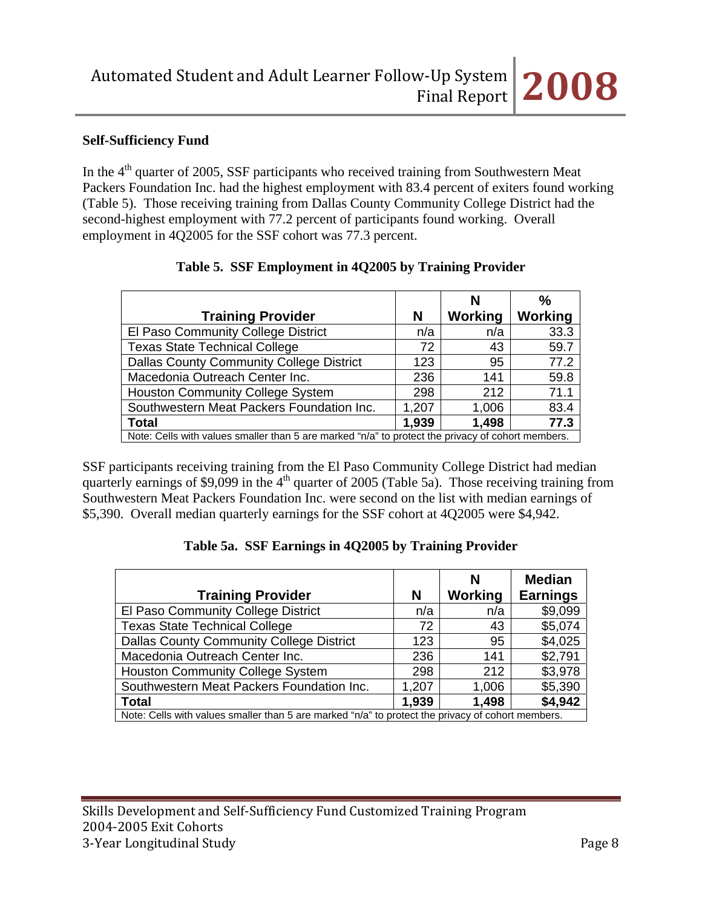**Self-Sufficiency Fund**

In the 4th quarter of 2005, SSF participants who received training from Southwestern Meat Packers Foundation Inc. had the highest employment with 83.4 percent of exiters found working (Table 5). Those receiving training from Dallas County Community College District had the second-highest employment with 77.2 percent of participants found working. Overall employment in 4Q2005 for the SSF cohort was 77.3 percent.

**Table 5. SSF Employment in 4Q2005 by Training Provider**

| Training Provider | N | N Working | % Working |
|---|---|---|---|
| El Paso Community College District | n/a | n/a | 33.3 |
| Texas State Technical College | 72 | 43 | 59.7 |
| Dallas County Community College District | 123 | 95 | 77.2 |
| Macedonia Outreach Center Inc. | 236 | 141 | 59.8 |
| Houston Community College System | 298 | 212 | 71.1 |
| Southwestern Meat Packers Foundation Inc. | 1,207 | 1,006 | 83.4 |
| **Total** | **1,939** | **1,498** | **77.3** |

Note: Cells with values smaller than 5 are marked "n/a" to protect the privacy of cohort members.

SSF participants receiving training from the El Paso Community College District had median quarterly earnings of $9,099 in the 4th quarter of 2005 (Table 5a). Those receiving training from Southwestern Meat Packers Foundation Inc. were second on the list with median earnings of $5,390. Overall median quarterly earnings for the SSF cohort at 4Q2005 were $4,942.

**Table 5a. SSF Earnings in 4Q2005 by Training Provider**

| Training Provider | N | N Working | Median Earnings |
|---|---|---|---|
| El Paso Community College District | n/a | n/a | $9,099 |
| Texas State Technical College | 72 | 43 | $5,074 |
| Dallas County Community College District | 123 | 95 | $4,025 |
| Macedonia Outreach Center Inc. | 236 | 141 | $2,791 |
| Houston Community College System | 298 | 212 | $3,978 |
| Southwestern Meat Packers Foundation Inc. | 1,207 | 1,006 | $5,390 |
| **Total** | **1,939** | **1,498** | **$4,942** |

Note: Cells with values smaller than 5 are marked "n/a" to protect the privacy of cohort members.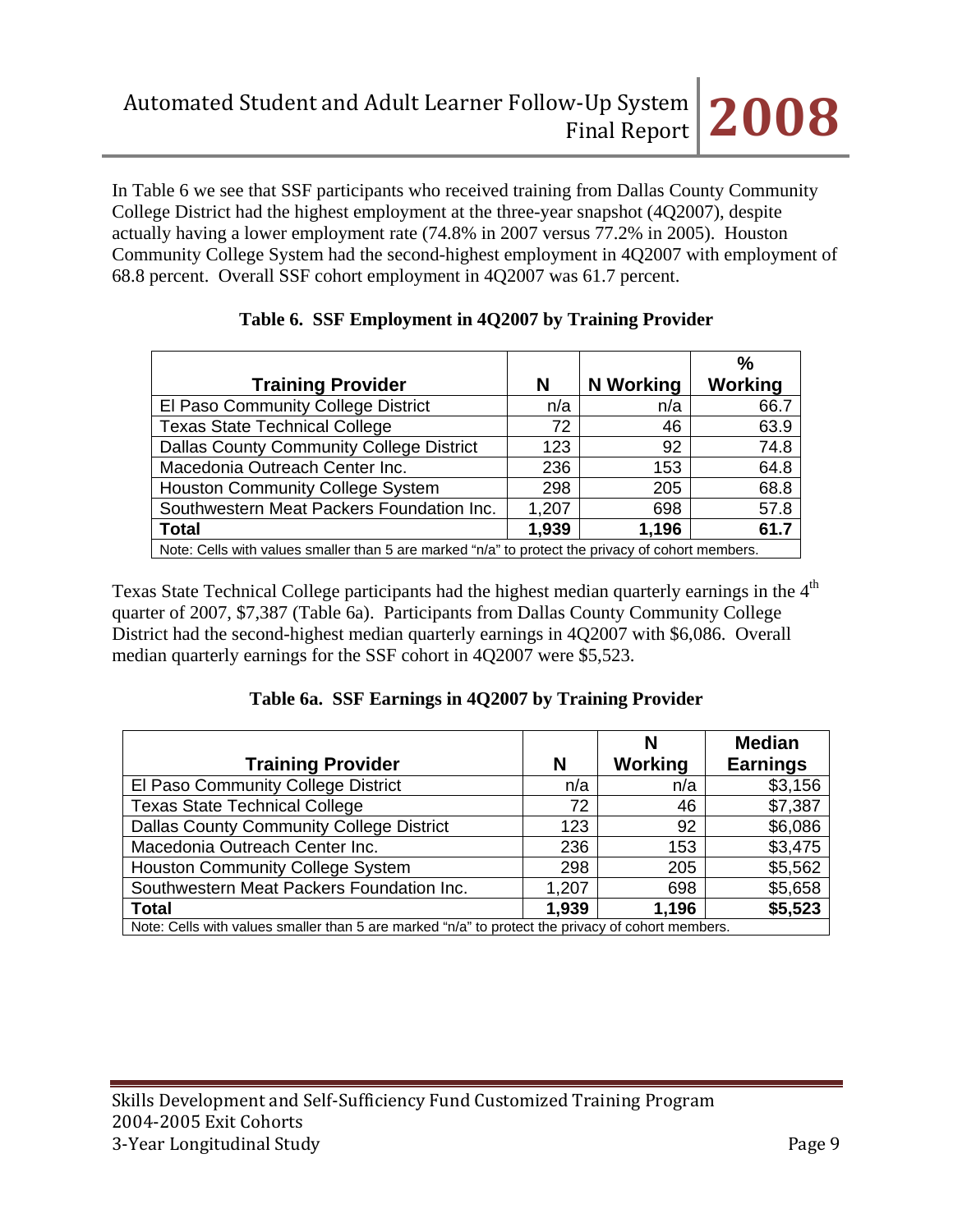In Table 6 we see that SSF participants who received training from Dallas County Community College District had the highest employment at the three-year snapshot (4Q2007), despite actually having a lower employment rate (74.8% in 2007 versus 77.2% in 2005). Houston Community College System had the second-highest employment in 4Q2007 with employment of 68.8 percent. Overall SSF cohort employment in 4Q2007 was 61.7 percent.

**Table 6. SSF Employment in 4Q2007 by Training Provider**

| Training Provider | N | N Working | % Working |
|---|---|---|---|
| El Paso Community College District | n/a | n/a | 66.7 |
| Texas State Technical College | 72 | 46 | 63.9 |
| Dallas County Community College District | 123 | 92 | 74.8 |
| Macedonia Outreach Center Inc. | 236 | 153 | 64.8 |
| Houston Community College System | 298 | 205 | 68.8 |
| Southwestern Meat Packers Foundation Inc. | 1,207 | 698 | 57.8 |
| **Total** | **1,939** | **1,196** | **61.7** |

Note: Cells with values smaller than 5 are marked "n/a" to protect the privacy of cohort members.

Texas State Technical College participants had the highest median quarterly earnings in the 4th quarter of 2007, $7,387 (Table 6a). Participants from Dallas County Community College District had the second-highest median quarterly earnings in 4Q2007 with $6,086. Overall median quarterly earnings for the SSF cohort in 4Q2007 were $5,523.

**Table 6a. SSF Earnings in 4Q2007 by Training Provider**

| Training Provider | N | N Working | Median Earnings |
|---|---|---|---|
| El Paso Community College District | n/a | n/a | $3,156 |
| Texas State Technical College | 72 | 46 | $7,387 |
| Dallas County Community College District | 123 | 92 | $6,086 |
| Macedonia Outreach Center Inc. | 236 | 153 | $3,475 |
| Houston Community College System | 298 | 205 | $5,562 |
| Southwestern Meat Packers Foundation Inc. | 1,207 | 698 | $5,658 |
| **Total** | **1,939** | **1,196** | **$5,523** |

Note: Cells with values smaller than 5 are marked "n/a" to protect the privacy of cohort members.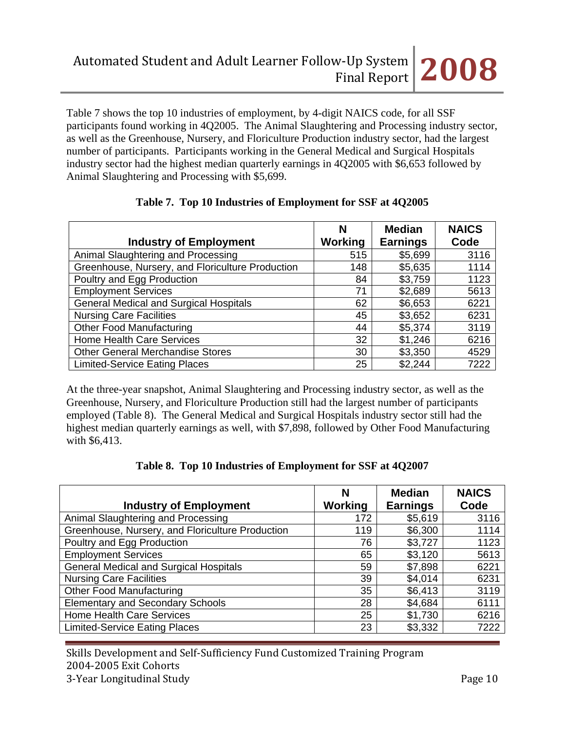Table 7 shows the top 10 industries of employment, by 4-digit NAICS code, for all SSF participants found working in 4Q2005. The Animal Slaughtering and Processing industry sector, as well as the Greenhouse, Nursery, and Floriculture Production industry sector, had the largest number of participants. Participants working in the General Medical and Surgical Hospitals industry sector had the highest median quarterly earnings in 4Q2005 with $6,653 followed by Animal Slaughtering and Processing with $5,699.

**Table 7. Top 10 Industries of Employment for SSF at 4Q2005**

| Industry of Employment | N Working | Median Earnings | NAICS Code |
|---|---|---|---|
| Animal Slaughtering and Processing | 515 | $5,699 | 3116 |
| Greenhouse, Nursery, and Floriculture Production | 148 | $5,635 | 1114 |
| Poultry and Egg Production | 84 | $3,759 | 1123 |
| Employment Services | 71 | $2,689 | 5613 |
| General Medical and Surgical Hospitals | 62 | $6,653 | 6221 |
| Nursing Care Facilities | 45 | $3,652 | 6231 |
| Other Food Manufacturing | 44 | $5,374 | 3119 |
| Home Health Care Services | 32 | $1,246 | 6216 |
| Other General Merchandise Stores | 30 | $3,350 | 4529 |
| Limited-Service Eating Places | 25 | $2,244 | 7222 |

At the three-year snapshot, Animal Slaughtering and Processing industry sector, as well as the Greenhouse, Nursery, and Floriculture Production still had the largest number of participants employed (Table 8). The General Medical and Surgical Hospitals industry sector still had the highest median quarterly earnings as well, with $7,898, followed by Other Food Manufacturing with $6,413.

**Table 8. Top 10 Industries of Employment for SSF at 4Q2007**

| Industry of Employment | N Working | Median Earnings | NAICS Code |
|---|---|---|---|
| Animal Slaughtering and Processing | 172 | $5,619 | 3116 |
| Greenhouse, Nursery, and Floriculture Production | 119 | $6,300 | 1114 |
| Poultry and Egg Production | 76 | $3,727 | 1123 |
| Employment Services | 65 | $3,120 | 5613 |
| General Medical and Surgical Hospitals | 59 | $7,898 | 6221 |
| Nursing Care Facilities | 39 | $4,014 | 6231 |
| Other Food Manufacturing | 35 | $6,413 | 3119 |
| Elementary and Secondary Schools | 28 | $4,684 | 6111 |
| Home Health Care Services | 25 | $1,730 | 6216 |
| Limited-Service Eating Places | 23 | $3,332 | 7222 |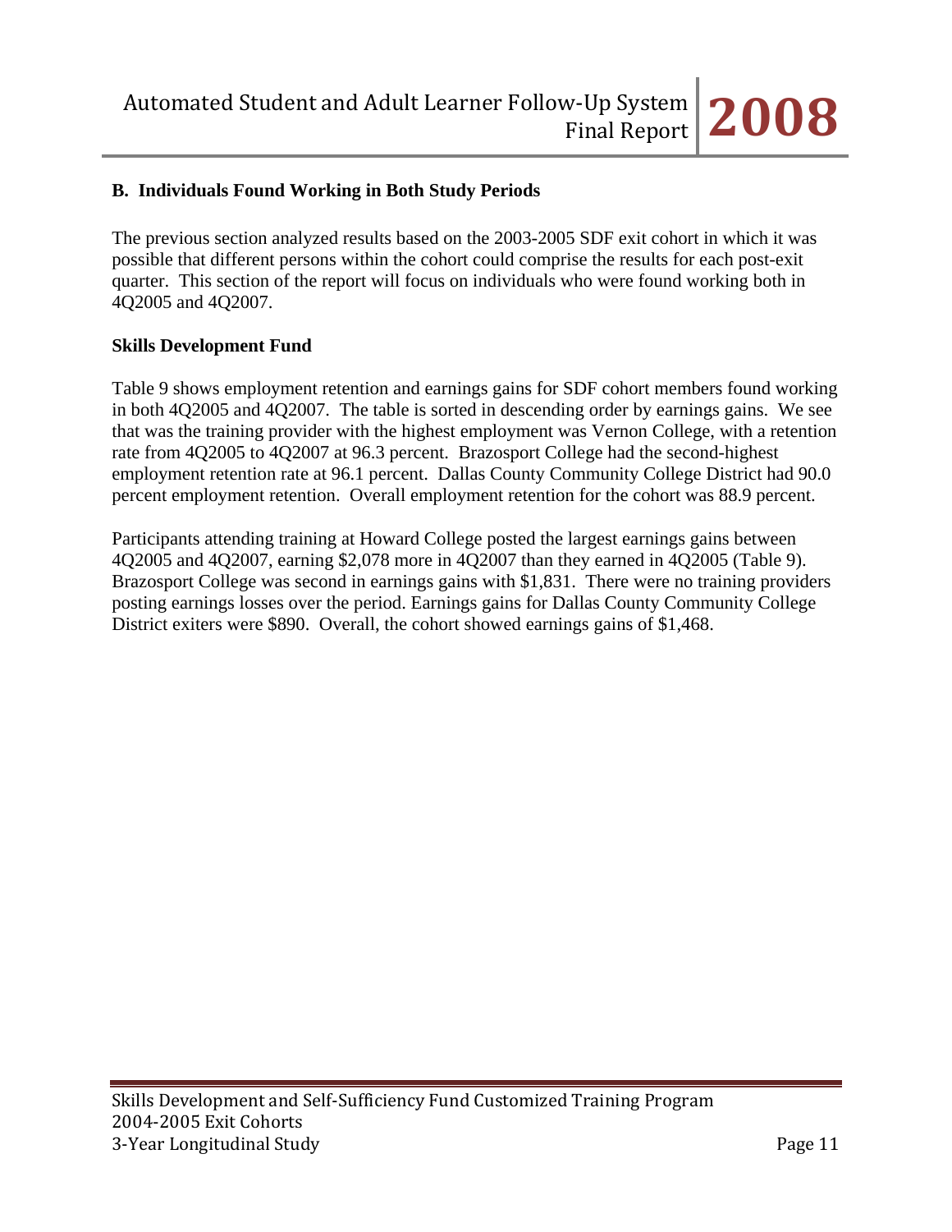**B. Individuals Found Working in Both Study Periods**

The previous section analyzed results based on the 2003-2005 SDF exit cohort in which it was possible that different persons within the cohort could comprise the results for each post-exit quarter. This section of the report will focus on individuals who were found working both in 4Q2005 and 4Q2007.

**Skills Development Fund**

Table 9 shows employment retention and earnings gains for SDF cohort members found working in both 4Q2005 and 4Q2007. The table is sorted in descending order by earnings gains. We see that was the training provider with the highest employment was Vernon College, with a retention rate from 4Q2005 to 4Q2007 at 96.3 percent. Brazosport College had the second-highest employment retention rate at 96.1 percent. Dallas County Community College District had 90.0 percent employment retention. Overall employment retention for the cohort was 88.9 percent.

Participants attending training at Howard College posted the largest earnings gains between 4Q2005 and 4Q2007, earning $2,078 more in 4Q2007 than they earned in 4Q2005 (Table 9). Brazosport College was second in earnings gains with $1,831. There were no training providers posting earnings losses over the period. Earnings gains for Dallas County Community College District exiters were $890. Overall, the cohort showed earnings gains of $1,468.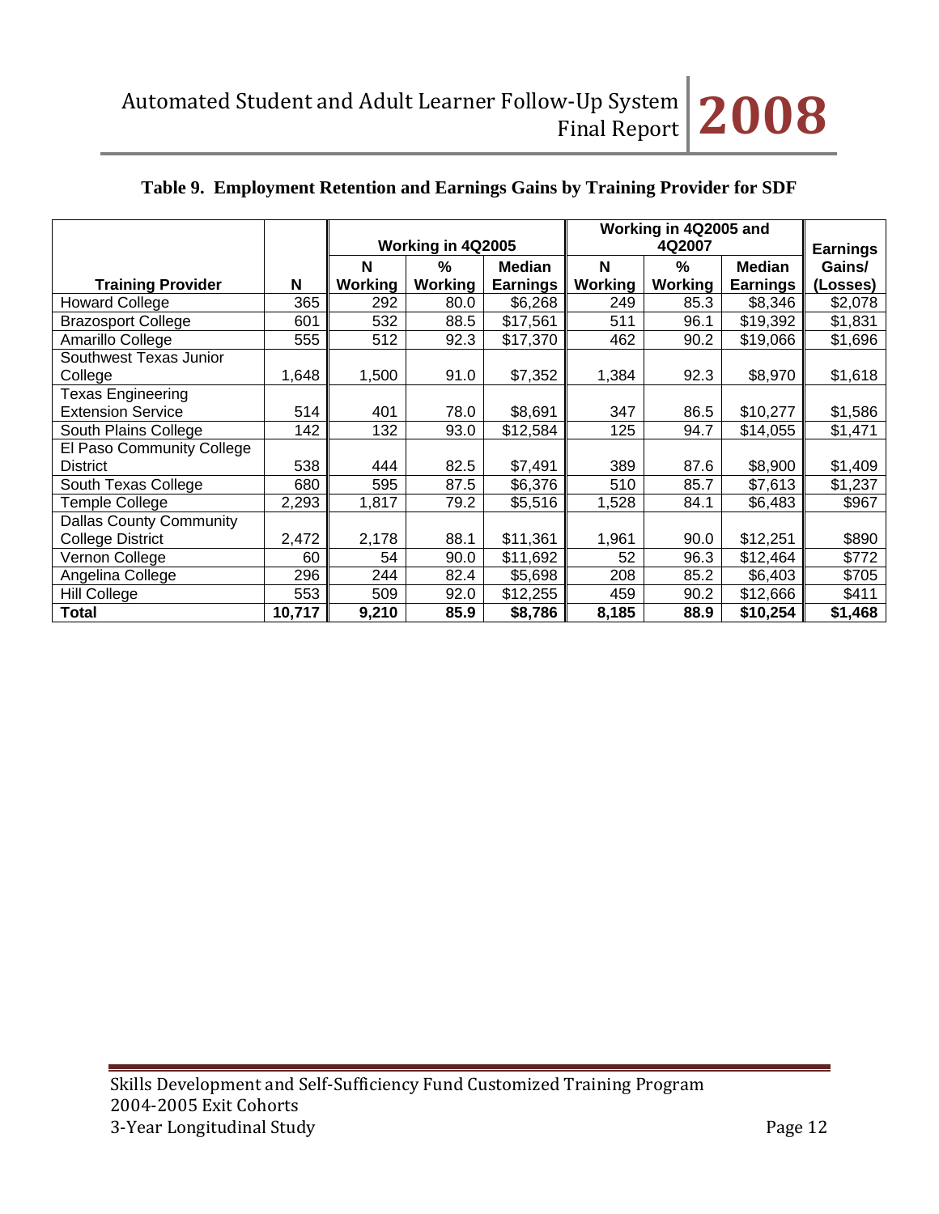**Table 9. Employment Retention and Earnings Gains by Training Provider for SDF**

| | | Working in 4Q2005 | | | Working in 4Q2005 and 4Q2007 | | | |
|---|---|---|---|---|---|---|---|---|
| **Training Provider** | **N** | **N Working** | **% Working** | **Median Earnings** | **N Working** | **% Working** | **Median Earnings** | **Earnings Gains/ (Losses)** |
| Howard College | 365 | 292 | 80.0 | $6,268 | 249 | 85.3 | $8,346 | $2,078 |
| Brazosport College | 601 | 532 | 88.5 | $17,561 | 511 | 96.1 | $19,392 | $1,831 |
| Amarillo College | 555 | 512 | 92.3 | $17,370 | 462 | 90.2 | $19,066 | $1,696 |
| Southwest Texas Junior College | 1,648 | 1,500 | 91.0 | $7,352 | 1,384 | 92.3 | $8,970 | $1,618 |
| Texas Engineering Extension Service | 514 | 401 | 78.0 | $8,691 | 347 | 86.5 | $10,277 | $1,586 |
| South Plains College | 142 | 132 | 93.0 | $12,584 | 125 | 94.7 | $14,055 | $1,471 |
| El Paso Community College District | 538 | 444 | 82.5 | $7,491 | 389 | 87.6 | $8,900 | $1,409 |
| South Texas College | 680 | 595 | 87.5 | $6,376 | 510 | 85.7 | $7,613 | $1,237 |
| Temple College | 2,293 | 1,817 | 79.2 | $5,516 | 1,528 | 84.1 | $6,483 | $967 |
| Dallas County Community College District | 2,472 | 2,178 | 88.1 | $11,361 | 1,961 | 90.0 | $12,251 | $890 |
| Vernon College | 60 | 54 | 90.0 | $11,692 | 52 | 96.3 | $12,464 | $772 |
| Angelina College | 296 | 244 | 82.4 | $5,698 | 208 | 85.2 | $6,403 | $705 |
| Hill College | 553 | 509 | 92.0 | $12,255 | 459 | 90.2 | $12,666 | $411 |
| **Total** | **10,717** | **9,210** | **85.9** | **$8,786** | **8,185** | **88.9** | **$10,254** | **$1,468** |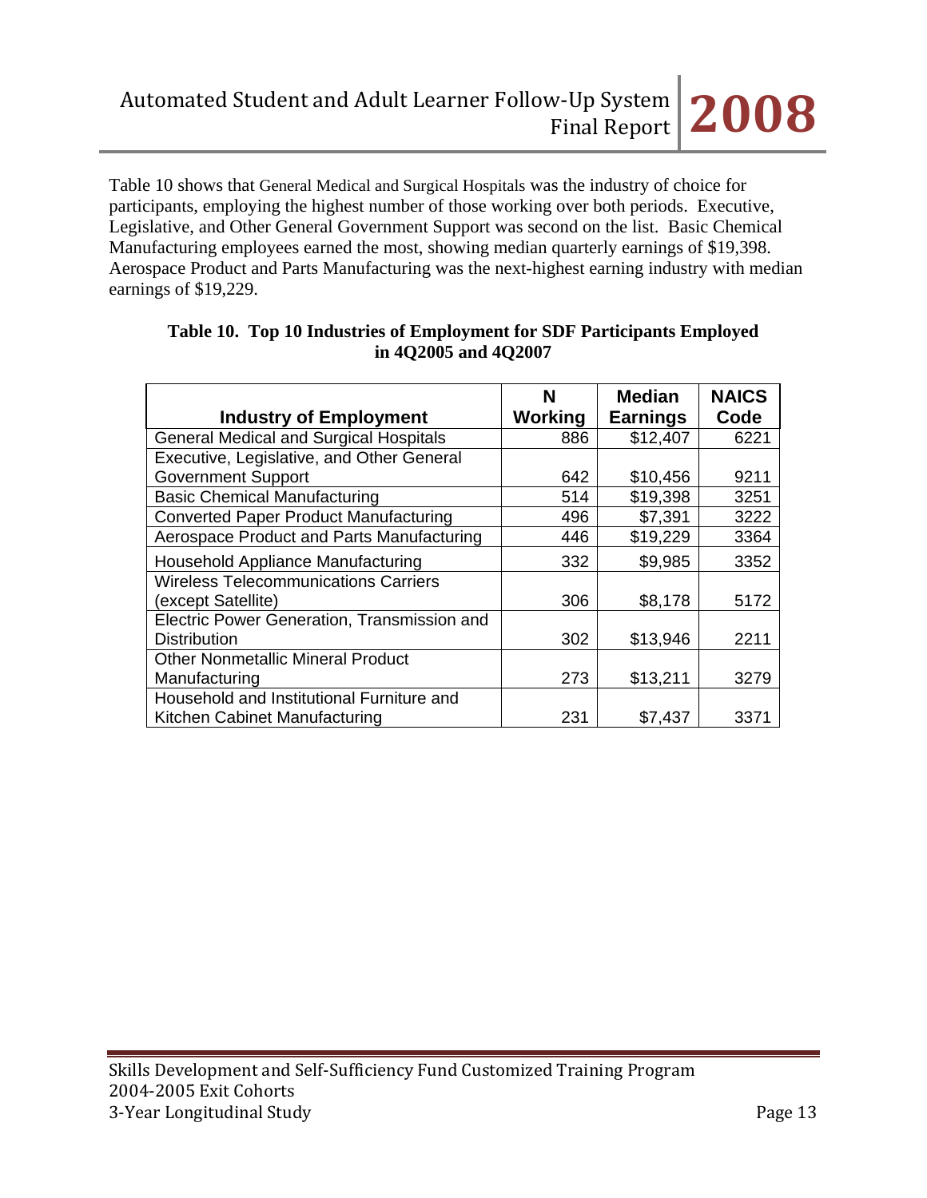Table 10 shows that General Medical and Surgical Hospitals was the industry of choice for participants, employing the highest number of those working over both periods. Executive, Legislative, and Other General Government Support was second on the list. Basic Chemical Manufacturing employees earned the most, showing median quarterly earnings of $19,398. Aerospace Product and Parts Manufacturing was the next-highest earning industry with median earnings of $19,229.

**Table 10. Top 10 Industries of Employment for SDF Participants Employed in 4Q2005 and 4Q2007**

| Industry of Employment | N Working | Median Earnings | NAICS Code |
|---|---|---|---|
| General Medical and Surgical Hospitals | 886 | $12,407 | 6221 |
| Executive, Legislative, and Other General Government Support | 642 | $10,456 | 9211 |
| Basic Chemical Manufacturing | 514 | $19,398 | 3251 |
| Converted Paper Product Manufacturing | 496 | $7,391 | 3222 |
| Aerospace Product and Parts Manufacturing | 446 | $19,229 | 3364 |
| Household Appliance Manufacturing | 332 | $9,985 | 3352 |
| Wireless Telecommunications Carriers (except Satellite) | 306 | $8,178 | 5172 |
| Electric Power Generation, Transmission and Distribution | 302 | $13,946 | 2211 |
| Other Nonmetallic Mineral Product Manufacturing | 273 | $13,211 | 3279 |
| Household and Institutional Furniture and Kitchen Cabinet Manufacturing | 231 | $7,437 | 3371 |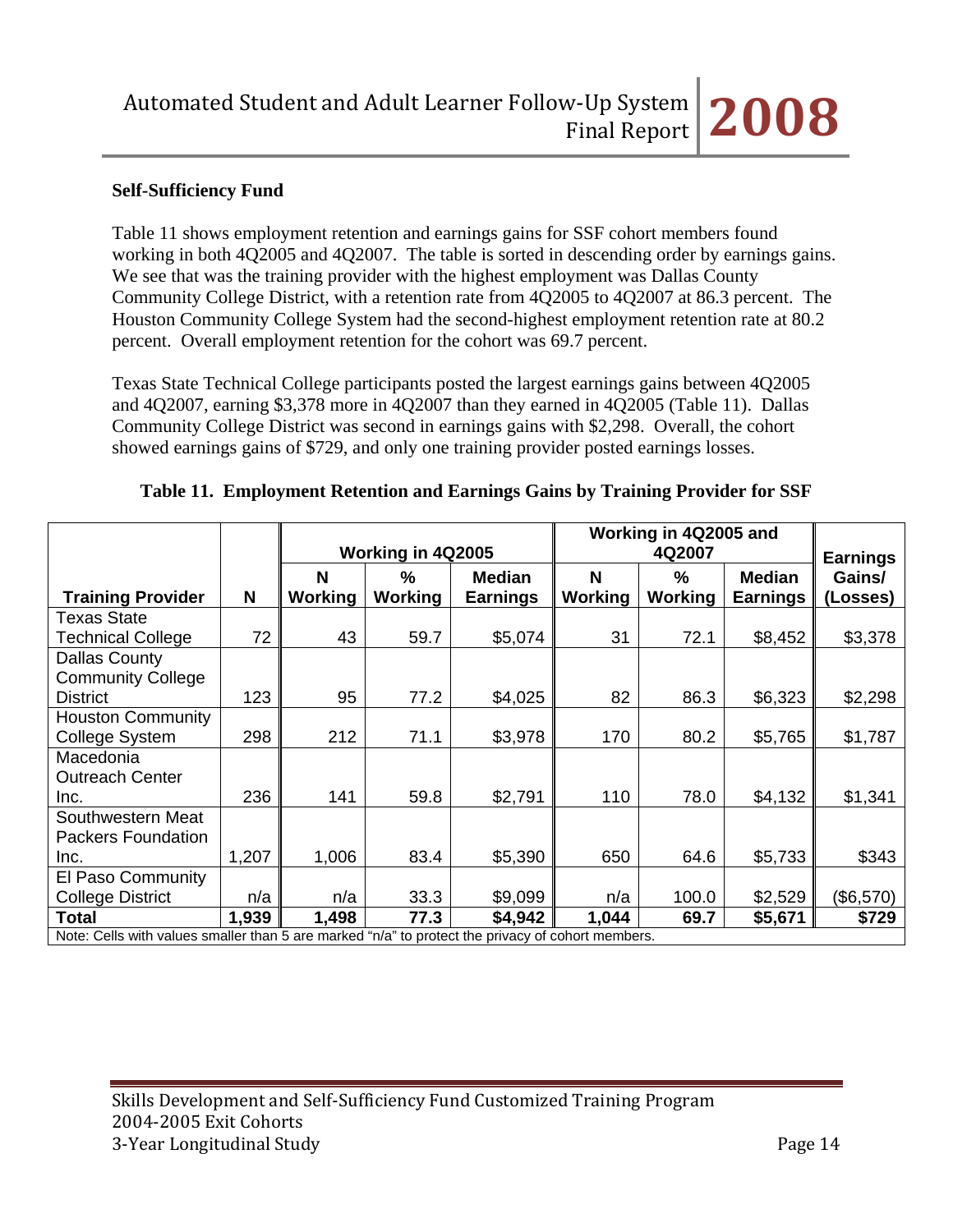## Self-Sufficiency Fund

Table 11 shows employment retention and earnings gains for SSF cohort members found working in both 4Q2005 and 4Q2007. The table is sorted in descending order by earnings gains. We see that was the training provider with the highest employment was Dallas County Community College District, with a retention rate from 4Q2005 to 4Q2007 at 86.3 percent. The Houston Community College System had the second-highest employment retention rate at 80.2 percent. Overall employment retention for the cohort was 69.7 percent.

Texas State Technical College participants posted the largest earnings gains between 4Q2005 and 4Q2007, earning $3,378 more in 4Q2007 than they earned in 4Q2005 (Table 11). Dallas Community College District was second in earnings gains with $2,298. Overall, the cohort showed earnings gains of $729, and only one training provider posted earnings losses.

**Table 11. Employment Retention and Earnings Gains by Training Provider for SSF**

| | | Working in 4Q2005 | | | Working in 4Q2005 and 4Q2007 | | | |
|---|---|---|---|---|---|---|---|---|
| **Training Provider** | **N** | **N Working** | **% Working** | **Median Earnings** | **N Working** | **% Working** | **Median Earnings** | **Earnings Gains/ (Losses)** |
| Texas State Technical College | 72 | 43 | 59.7 | $5,074 | 31 | 72.1 | $8,452 | $3,378 |
| Dallas County Community College District | 123 | 95 | 77.2 | $4,025 | 82 | 86.3 | $6,323 | $2,298 |
| Houston Community College System | 298 | 212 | 71.1 | $3,978 | 170 | 80.2 | $5,765 | $1,787 |
| Macedonia Outreach Center Inc. | 236 | 141 | 59.8 | $2,791 | 110 | 78.0 | $4,132 | $1,341 |
| Southwestern Meat Packers Foundation Inc. | 1,207 | 1,006 | 83.4 | $5,390 | 650 | 64.6 | $5,733 | $343 |
| El Paso Community College District | n/a | n/a | 33.3 | $9,099 | n/a | 100.0 | $2,529 | ($6,570) |
| **Total** | **1,939** | **1,498** | **77.3** | **$4,942** | **1,044** | **69.7** | **$5,671** | **$729** |

Note: Cells with values smaller than 5 are marked "n/a" to protect the privacy of cohort members.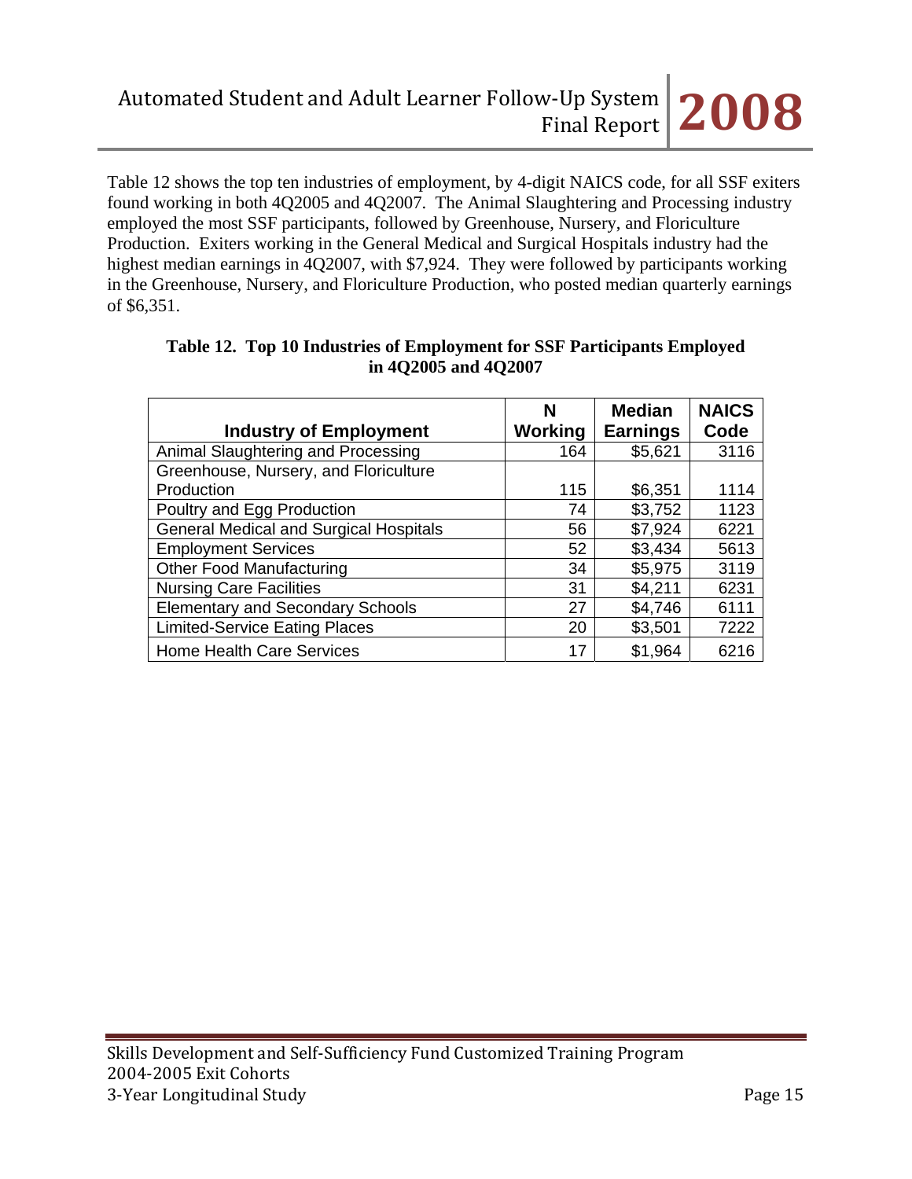Table 12 shows the top ten industries of employment, by 4-digit NAICS code, for all SSF exiters found working in both 4Q2005 and 4Q2007. The Animal Slaughtering and Processing industry employed the most SSF participants, followed by Greenhouse, Nursery, and Floriculture Production. Exiters working in the General Medical and Surgical Hospitals industry had the highest median earnings in 4Q2007, with $7,924. They were followed by participants working in the Greenhouse, Nursery, and Floriculture Production, who posted median quarterly earnings of $6,351.

**Table 12. Top 10 Industries of Employment for SSF Participants Employed in 4Q2005 and 4Q2007**

| Industry of Employment | N Working | Median Earnings | NAICS Code |
|---|---|---|---|
| Animal Slaughtering and Processing | 164 | $5,621 | 3116 |
| Greenhouse, Nursery, and Floriculture Production | 115 | $6,351 | 1114 |
| Poultry and Egg Production | 74 | $3,752 | 1123 |
| General Medical and Surgical Hospitals | 56 | $7,924 | 6221 |
| Employment Services | 52 | $3,434 | 5613 |
| Other Food Manufacturing | 34 | $5,975 | 3119 |
| Nursing Care Facilities | 31 | $4,211 | 6231 |
| Elementary and Secondary Schools | 27 | $4,746 | 6111 |
| Limited-Service Eating Places | 20 | $3,501 | 7222 |
| Home Health Care Services | 17 | $1,964 | 6216 |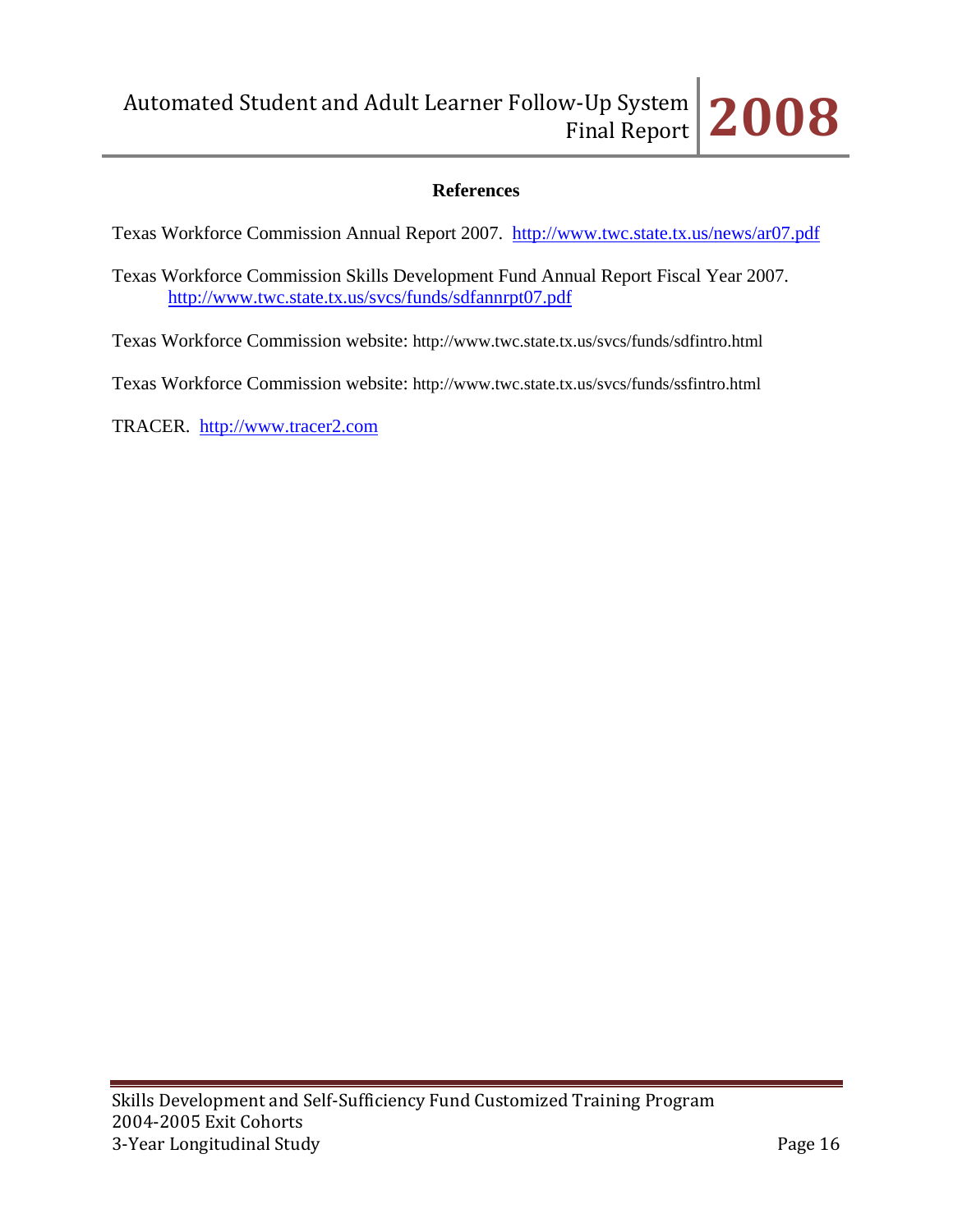## References

Texas Workforce Commission Annual Report 2007. http://www.twc.state.tx.us/news/ar07.pdf

Texas Workforce Commission Skills Development Fund Annual Report Fiscal Year 2007. http://www.twc.state.tx.us/svcs/funds/sdfannrpt07.pdf

Texas Workforce Commission website: http://www.twc.state.tx.us/svcs/funds/sdfintro.html

Texas Workforce Commission website: http://www.twc.state.tx.us/svcs/funds/ssfintro.html

TRACER. http://www.tracer2.com